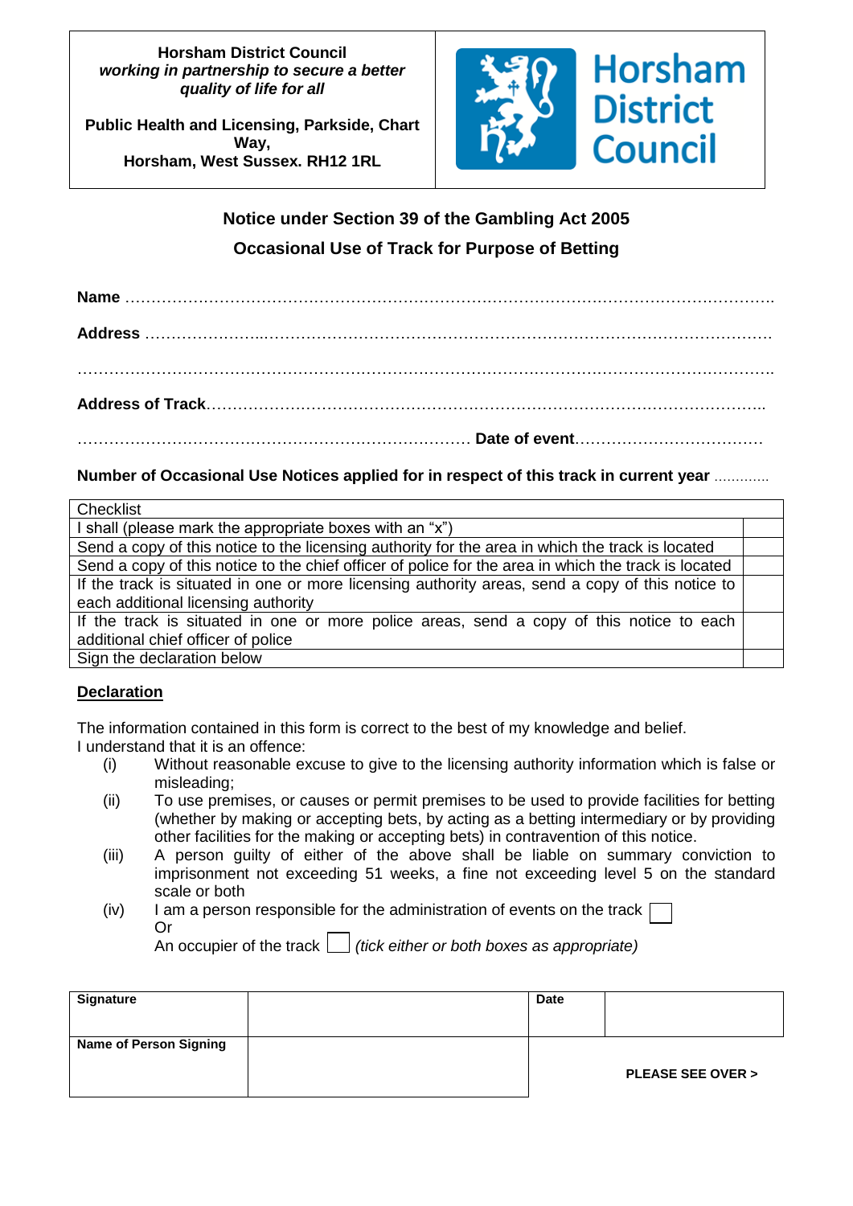**Horsham District Council**
***working in partnership to secure a better quality of life for all***

**Public Health and Licensing, Parkside, Chart Way,**
**Horsham, West Sussex. RH12 1RL**

Horsham District Council

## Notice under Section 39 of the Gambling Act 2005

## Occasional Use of Track for Purpose of Betting

**Name** ……………………………………………………………………………………………………………

**Address** ……………………..…………………………………………………………………………………

…………………………………………………………………………………………………………………….

**Address of Track**……………………………………………………………………………………………..

…………………………………………………………………… **Date of event**………………………………

**Number of Occasional Use Notices applied for in respect of this track in current year** .............

| Checklist | |
|---|---|
| I shall (please mark the appropriate boxes with an "x") | |
| Send a copy of this notice to the licensing authority for the area in which the track is located | |
| Send a copy of this notice to the chief officer of police for the area in which the track is located | |
| If the track is situated in one or more licensing authority areas, send a copy of this notice to each additional licensing authority | |
| If the track is situated in one or more police areas, send a copy of this notice to each additional chief officer of police | |
| Sign the declaration below | |

**Declaration**

The information contained in this form is correct to the best of my knowledge and belief.
I understand that it is an offence:

(i) Without reasonable excuse to give to the licensing authority information which is false or misleading;

(ii) To use premises, or causes or permit premises to be used to provide facilities for betting (whether by making or accepting bets, by acting as a betting intermediary or by providing other facilities for the making or accepting bets) in contravention of this notice.

(iii) A person guilty of either of the above shall be liable on summary conviction to imprisonment not exceeding 51 weeks, a fine not exceeding level 5 on the standard scale or both

(iv) I am a person responsible for the administration of events on the track ☐
Or
An occupier of the track ☐ *(tick either or both boxes as appropriate)*

| **Signature** | | **Date** | |
|---|---|---|---|
| **Name of Person Signing** | | | **PLEASE SEE OVER >** |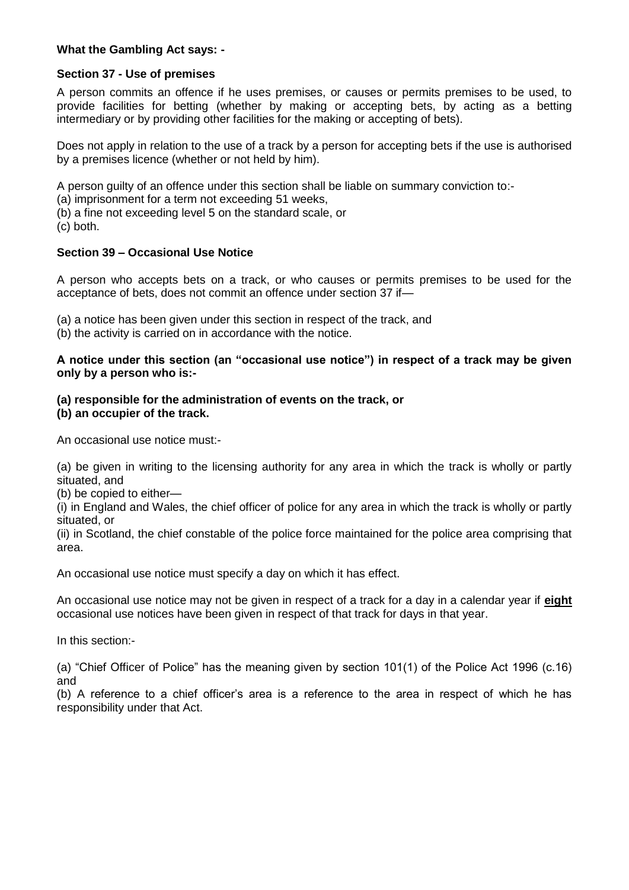**What the Gambling Act says: -**

**Section 37 - Use of premises**

A person commits an offence if he uses premises, or causes or permits premises to be used, to provide facilities for betting (whether by making or accepting bets, by acting as a betting intermediary or by providing other facilities for the making or accepting of bets).

Does not apply in relation to the use of a track by a person for accepting bets if the use is authorised by a premises licence (whether or not held by him).

A person guilty of an offence under this section shall be liable on summary conviction to:-
(a) imprisonment for a term not exceeding 51 weeks,
(b) a fine not exceeding level 5 on the standard scale, or
(c) both.

**Section 39 – Occasional Use Notice**

A person who accepts bets on a track, or who causes or permits premises to be used for the acceptance of bets, does not commit an offence under section 37 if—

(a) a notice has been given under this section in respect of the track, and
(b) the activity is carried on in accordance with the notice.

**A notice under this section (an "occasional use notice") in respect of a track may be given only by a person who is:-**

**(a) responsible for the administration of events on the track, or**
**(b) an occupier of the track.**

An occasional use notice must:-

(a) be given in writing to the licensing authority for any area in which the track is wholly or partly situated, and
(b) be copied to either—
(i) in England and Wales, the chief officer of police for any area in which the track is wholly or partly situated, or
(ii) in Scotland, the chief constable of the police force maintained for the police area comprising that area.

An occasional use notice must specify a day on which it has effect.

An occasional use notice may not be given in respect of a track for a day in a calendar year if **eight** occasional use notices have been given in respect of that track for days in that year.

In this section:-

(a) "Chief Officer of Police" has the meaning given by section 101(1) of the Police Act 1996 (c.16) and
(b) A reference to a chief officer's area is a reference to the area in respect of which he has responsibility under that Act.